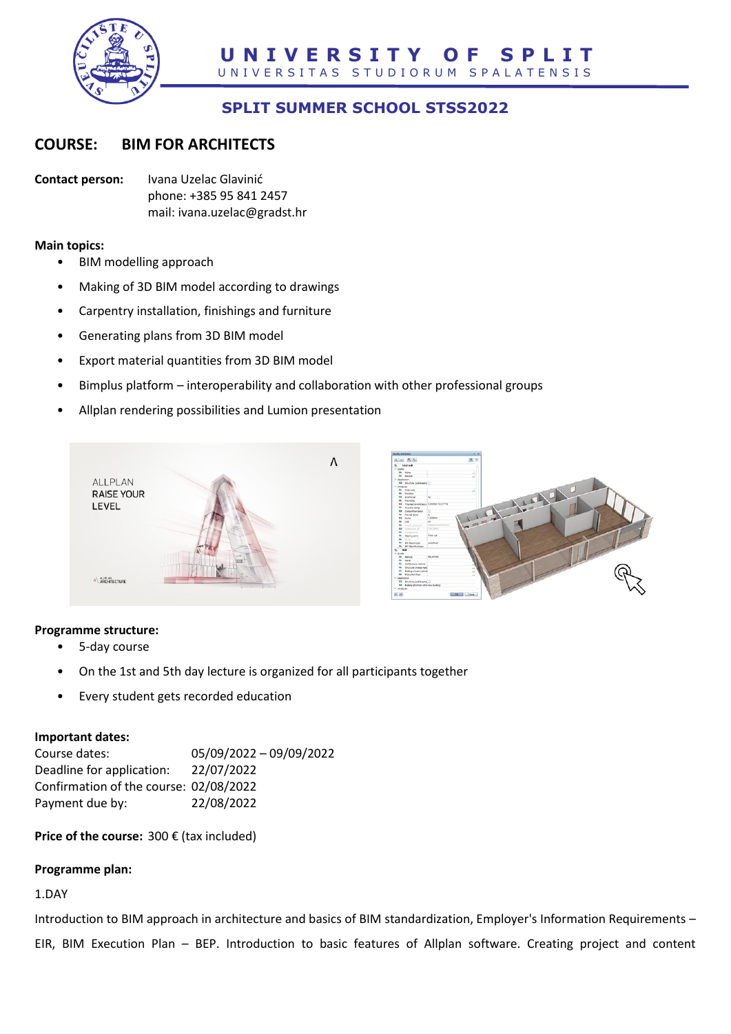# UNIVERSITY OF SPLIT

UNIVERSITAS STUDIORUM SPALATENSIS

## SPLIT SUMMER SCHOOL STSS2022

## COURSE: BIM FOR ARCHITECTS

**Contact person:** Ivana Uzelac Glavinić
phone: +385 95 841 2457
mail: ivana.uzelac@gradst.hr

**Main topics:**

- BIM modelling approach
- Making of 3D BIM model according to drawings
- Carpentry installation, finishings and furniture
- Generating plans from 3D BIM model
- Export material quantities from 3D BIM model
- Bimplus platform – interoperability and collaboration with other professional groups
- Allplan rendering possibilities and Lumion presentation

**Programme structure:**

- 5-day course
- On the 1st and 5th day lecture is organized for all participants together
- Every student gets recorded education

**Important dates:**

Course dates: 05/09/2022 – 09/09/2022
Deadline for application: 22/07/2022
Confirmation of the course: 02/08/2022
Payment due by: 22/08/2022

**Price of the course:** 300 € (tax included)

**Programme plan:**

1.DAY

Introduction to BIM approach in architecture and basics of BIM standardization, Employer's Information Requirements – EIR, BIM Execution Plan – BEP. Introduction to basic features of Allplan software. Creating project and content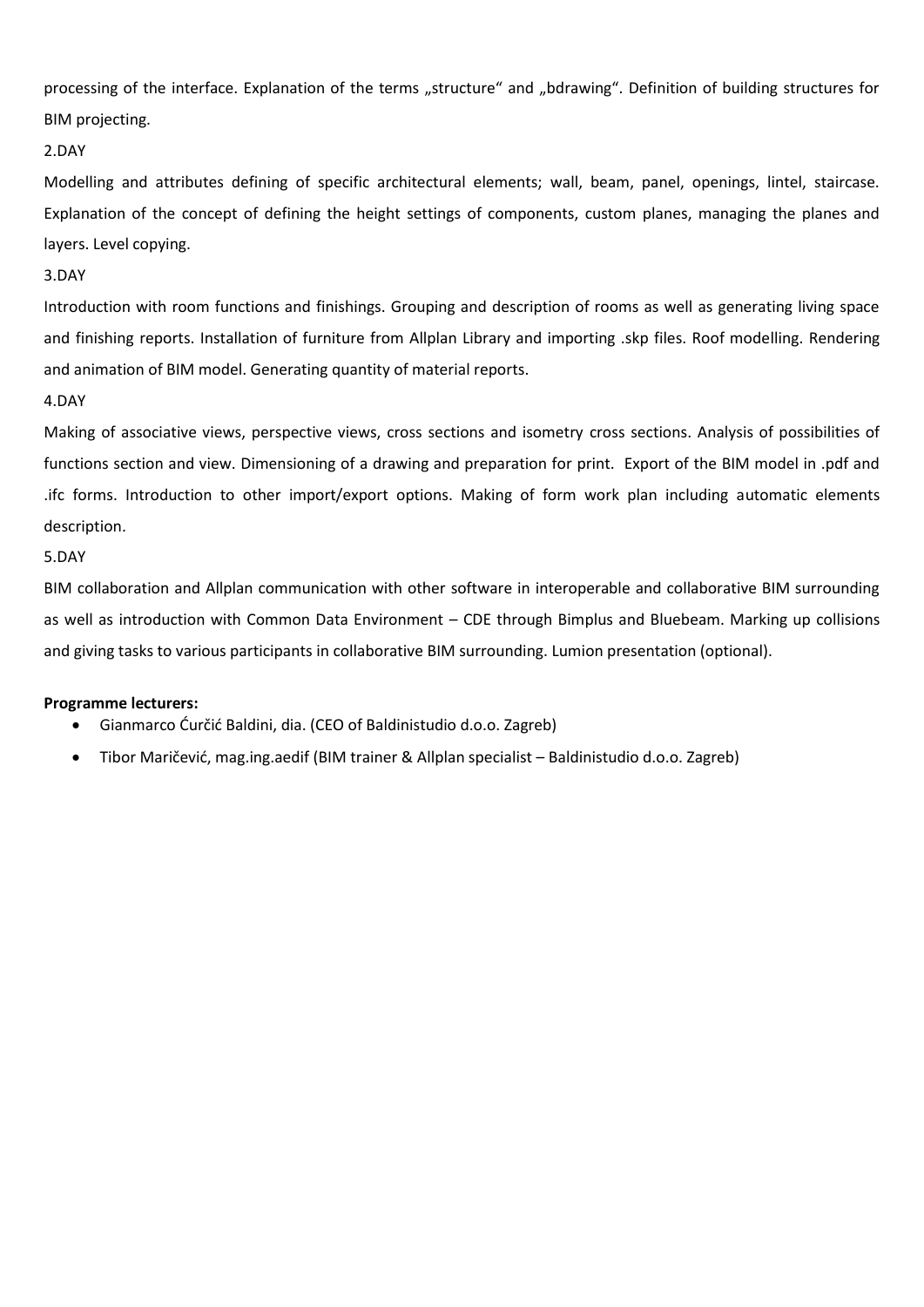processing of the interface. Explanation of the terms „structure“ and „bdrawing“. Definition of building structures for BIM projecting.

2.DAY

Modelling and attributes defining of specific architectural elements; wall, beam, panel, openings, lintel, staircase. Explanation of the concept of defining the height settings of components, custom planes, managing the planes and layers. Level copying.

3.DAY

Introduction with room functions and finishings. Grouping and description of rooms as well as generating living space and finishing reports. Installation of furniture from Allplan Library and importing .skp files. Roof modelling. Rendering and animation of BIM model. Generating quantity of material reports.

4.DAY

Making of associative views, perspective views, cross sections and isometry cross sections. Analysis of possibilities of functions section and view. Dimensioning of a drawing and preparation for print. Export of the BIM model in .pdf and .ifc forms. Introduction to other import/export options. Making of form work plan including automatic elements description.

5.DAY

BIM collaboration and Allplan communication with other software in interoperable and collaborative BIM surrounding as well as introduction with Common Data Environment – CDE through Bimplus and Bluebeam. Marking up collisions and giving tasks to various participants in collaborative BIM surrounding. Lumion presentation (optional).

**Programme lecturers:**

- Gianmarco Ćurčić Baldini, dia. (CEO of Baldinistudio d.o.o. Zagreb)
- Tibor Maričević, mag.ing.aedif (BIM trainer & Allplan specialist – Baldinistudio d.o.o. Zagreb)